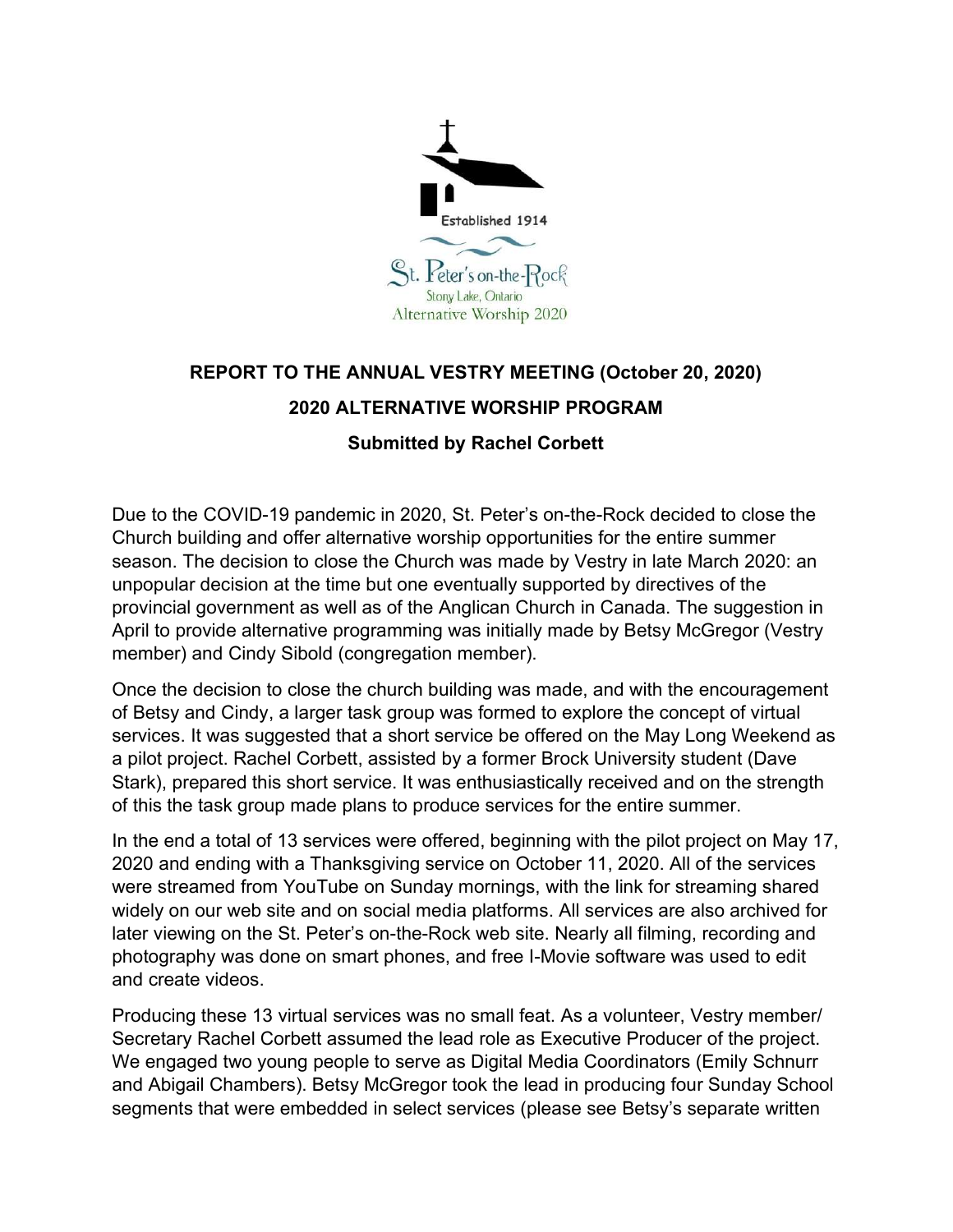Established 1914

St. Peter's on-the-Rock
Stony Lake, Ontario
Alternative Worship 2020

## REPORT TO THE ANNUAL VESTRY MEETING (October 20, 2020)

## 2020 ALTERNATIVE WORSHIP PROGRAM

### Submitted by Rachel Corbett

Due to the COVID-19 pandemic in 2020, St. Peter's on-the-Rock decided to close the Church building and offer alternative worship opportunities for the entire summer season. The decision to close the Church was made by Vestry in late March 2020: an unpopular decision at the time but one eventually supported by directives of the provincial government as well as of the Anglican Church in Canada. The suggestion in April to provide alternative programming was initially made by Betsy McGregor (Vestry member) and Cindy Sibold (congregation member).

Once the decision to close the church building was made, and with the encouragement of Betsy and Cindy, a larger task group was formed to explore the concept of virtual services. It was suggested that a short service be offered on the May Long Weekend as a pilot project. Rachel Corbett, assisted by a former Brock University student (Dave Stark), prepared this short service. It was enthusiastically received and on the strength of this the task group made plans to produce services for the entire summer.

In the end a total of 13 services were offered, beginning with the pilot project on May 17, 2020 and ending with a Thanksgiving service on October 11, 2020. All of the services were streamed from YouTube on Sunday mornings, with the link for streaming shared widely on our web site and on social media platforms. All services are also archived for later viewing on the St. Peter's on-the-Rock web site. Nearly all filming, recording and photography was done on smart phones, and free I-Movie software was used to edit and create videos.

Producing these 13 virtual services was no small feat. As a volunteer, Vestry member/ Secretary Rachel Corbett assumed the lead role as Executive Producer of the project. We engaged two young people to serve as Digital Media Coordinators (Emily Schnurr and Abigail Chambers). Betsy McGregor took the lead in producing four Sunday School segments that were embedded in select services (please see Betsy's separate written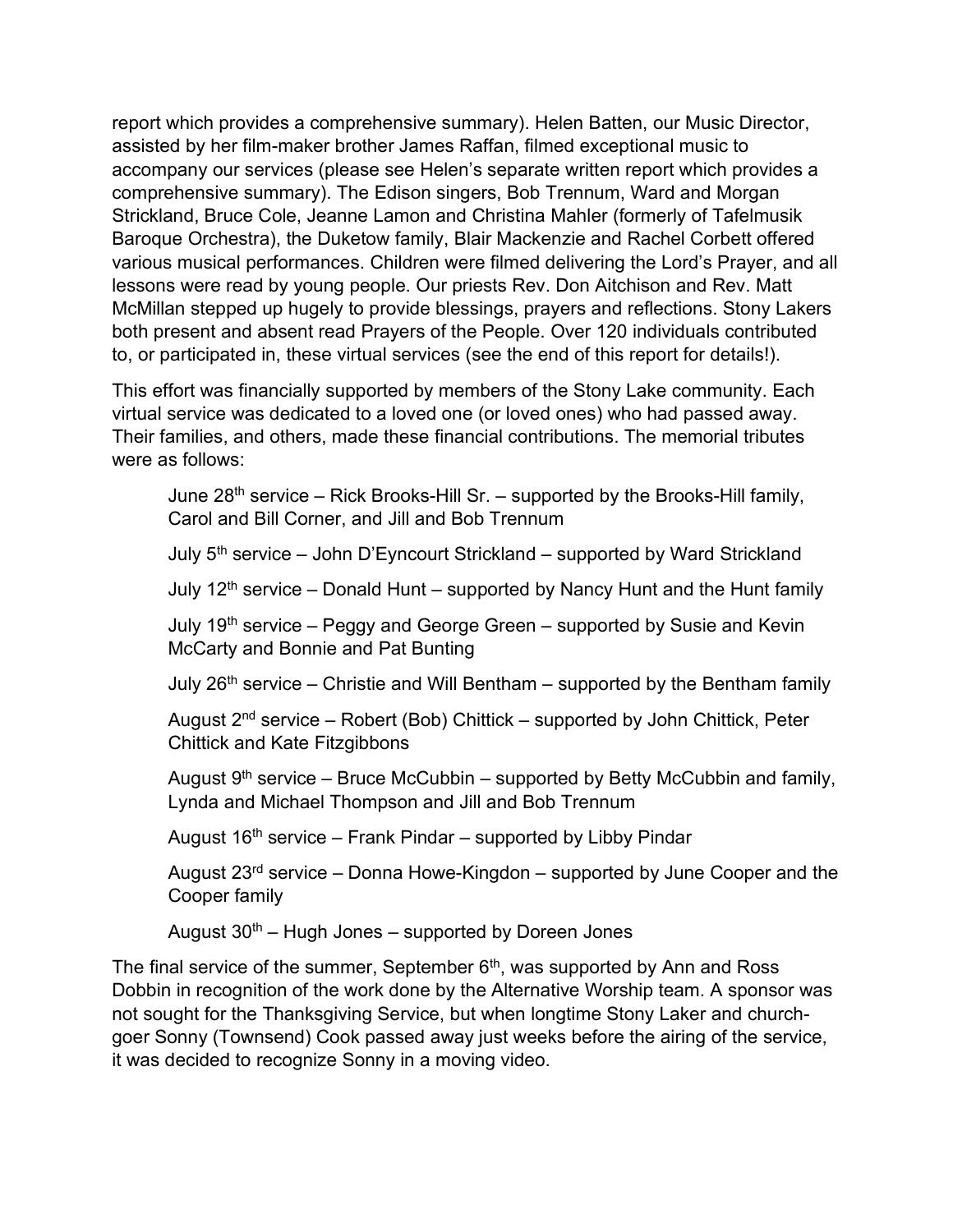report which provides a comprehensive summary). Helen Batten, our Music Director, assisted by her film-maker brother James Raffan, filmed exceptional music to accompany our services (please see Helen's separate written report which provides a comprehensive summary). The Edison singers, Bob Trennum, Ward and Morgan Strickland, Bruce Cole, Jeanne Lamon and Christina Mahler (formerly of Tafelmusik Baroque Orchestra), the Duketow family, Blair Mackenzie and Rachel Corbett offered various musical performances. Children were filmed delivering the Lord's Prayer, and all lessons were read by young people. Our priests Rev. Don Aitchison and Rev. Matt McMillan stepped up hugely to provide blessings, prayers and reflections. Stony Lakers both present and absent read Prayers of the People. Over 120 individuals contributed to, or participated in, these virtual services (see the end of this report for details!).

This effort was financially supported by members of the Stony Lake community. Each virtual service was dedicated to a loved one (or loved ones) who had passed away. Their families, and others, made these financial contributions. The memorial tributes were as follows:

> June 28th service – Rick Brooks-Hill Sr. – supported by the Brooks-Hill family, Carol and Bill Corner, and Jill and Bob Trennum
>
> July 5th service – John D'Eyncourt Strickland – supported by Ward Strickland
>
> July 12th service – Donald Hunt – supported by Nancy Hunt and the Hunt family
>
> July 19th service – Peggy and George Green – supported by Susie and Kevin McCarty and Bonnie and Pat Bunting
>
> July 26th service – Christie and Will Bentham – supported by the Bentham family
>
> August 2nd service – Robert (Bob) Chittick – supported by John Chittick, Peter Chittick and Kate Fitzgibbons
>
> August 9th service – Bruce McCubbin – supported by Betty McCubbin and family, Lynda and Michael Thompson and Jill and Bob Trennum
>
> August 16th service – Frank Pindar – supported by Libby Pindar
>
> August 23rd service – Donna Howe-Kingdon – supported by June Cooper and the Cooper family
>
> August 30th – Hugh Jones – supported by Doreen Jones

The final service of the summer, September 6th, was supported by Ann and Ross Dobbin in recognition of the work done by the Alternative Worship team. A sponsor was not sought for the Thanksgiving Service, but when longtime Stony Laker and church-goer Sonny (Townsend) Cook passed away just weeks before the airing of the service, it was decided to recognize Sonny in a moving video.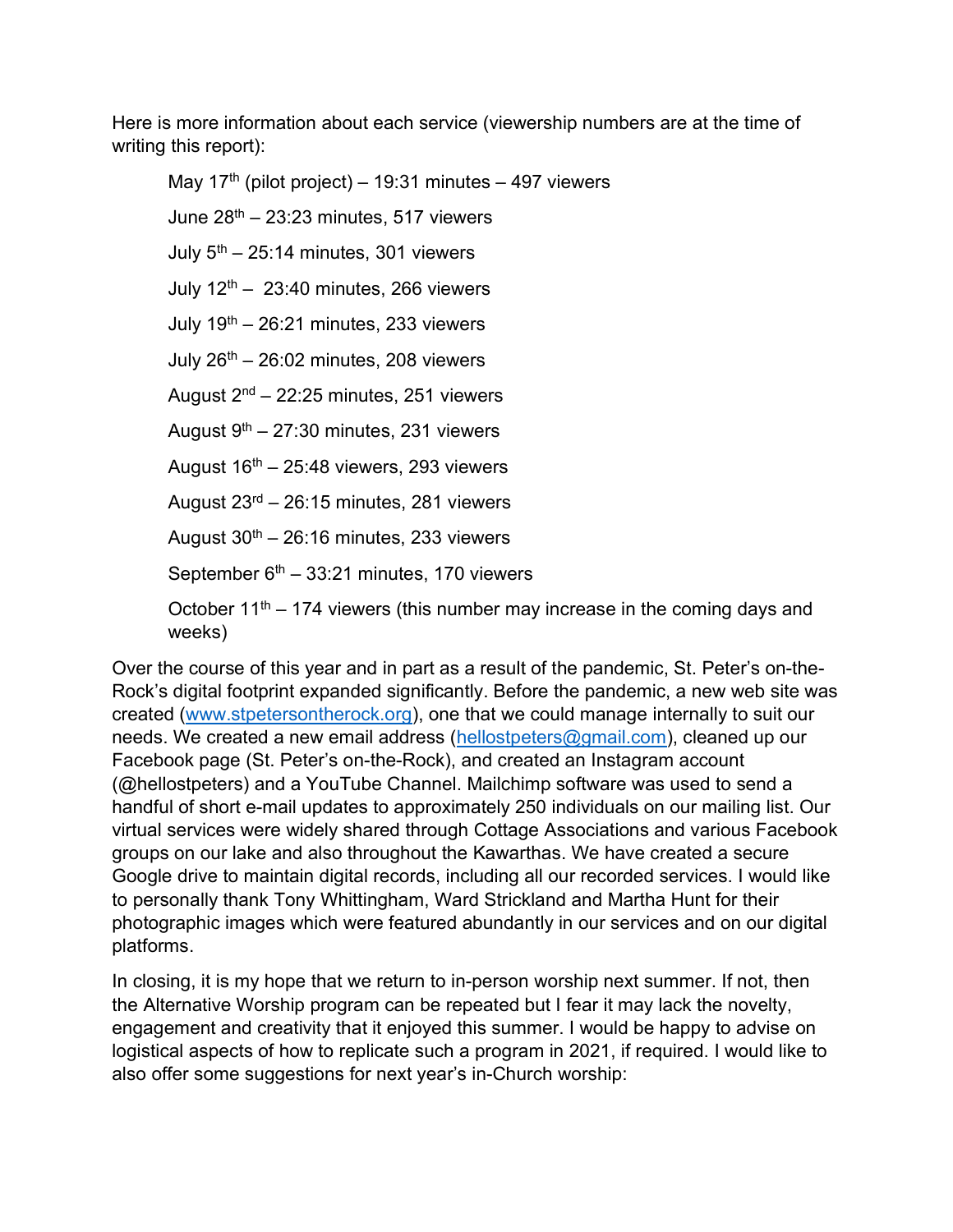Here is more information about each service (viewership numbers are at the time of writing this report):

> May 17th (pilot project) – 19:31 minutes – 497 viewers
>
> June 28th – 23:23 minutes, 517 viewers
>
> July 5th – 25:14 minutes, 301 viewers
>
> July 12th – 23:40 minutes, 266 viewers
>
> July 19th – 26:21 minutes, 233 viewers
>
> July 26th – 26:02 minutes, 208 viewers
>
> August 2nd – 22:25 minutes, 251 viewers
>
> August 9th – 27:30 minutes, 231 viewers
>
> August 16th – 25:48 viewers, 293 viewers
>
> August 23rd – 26:15 minutes, 281 viewers
>
> August 30th – 26:16 minutes, 233 viewers
>
> September 6th – 33:21 minutes, 170 viewers
>
> October 11th – 174 viewers (this number may increase in the coming days and weeks)

Over the course of this year and in part as a result of the pandemic, St. Peter's on-the-Rock's digital footprint expanded significantly. Before the pandemic, a new web site was created (www.stpetersontherock.org), one that we could manage internally to suit our needs. We created a new email address (hellostpeters@gmail.com), cleaned up our Facebook page (St. Peter's on-the-Rock), and created an Instagram account (@hellostpeters) and a YouTube Channel. Mailchimp software was used to send a handful of short e-mail updates to approximately 250 individuals on our mailing list. Our virtual services were widely shared through Cottage Associations and various Facebook groups on our lake and also throughout the Kawarthas. We have created a secure Google drive to maintain digital records, including all our recorded services. I would like to personally thank Tony Whittingham, Ward Strickland and Martha Hunt for their photographic images which were featured abundantly in our services and on our digital platforms.

In closing, it is my hope that we return to in-person worship next summer. If not, then the Alternative Worship program can be repeated but I fear it may lack the novelty, engagement and creativity that it enjoyed this summer. I would be happy to advise on logistical aspects of how to replicate such a program in 2021, if required. I would like to also offer some suggestions for next year's in-Church worship: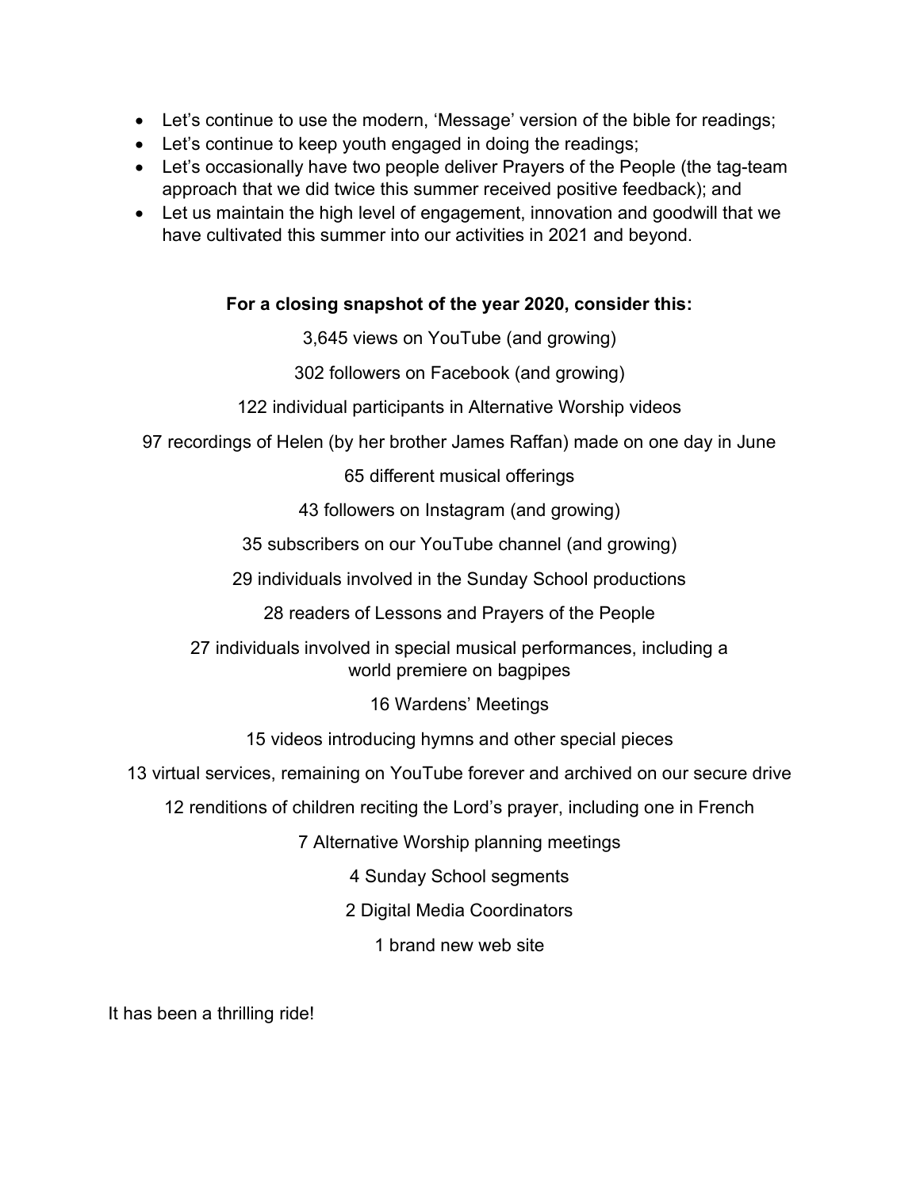- Let's continue to use the modern, 'Message' version of the bible for readings;
- Let's continue to keep youth engaged in doing the readings;
- Let's occasionally have two people deliver Prayers of the People (the tag-team approach that we did twice this summer received positive feedback); and
- Let us maintain the high level of engagement, innovation and goodwill that we have cultivated this summer into our activities in 2021 and beyond.

**For a closing snapshot of the year 2020, consider this:**

3,645 views on YouTube (and growing)

302 followers on Facebook (and growing)

122 individual participants in Alternative Worship videos

97 recordings of Helen (by her brother James Raffan) made on one day in June

65 different musical offerings

43 followers on Instagram (and growing)

35 subscribers on our YouTube channel (and growing)

29 individuals involved in the Sunday School productions

28 readers of Lessons and Prayers of the People

27 individuals involved in special musical performances, including a world premiere on bagpipes

16 Wardens' Meetings

15 videos introducing hymns and other special pieces

13 virtual services, remaining on YouTube forever and archived on our secure drive

12 renditions of children reciting the Lord's prayer, including one in French

7 Alternative Worship planning meetings

4 Sunday School segments

2 Digital Media Coordinators

1 brand new web site

It has been a thrilling ride!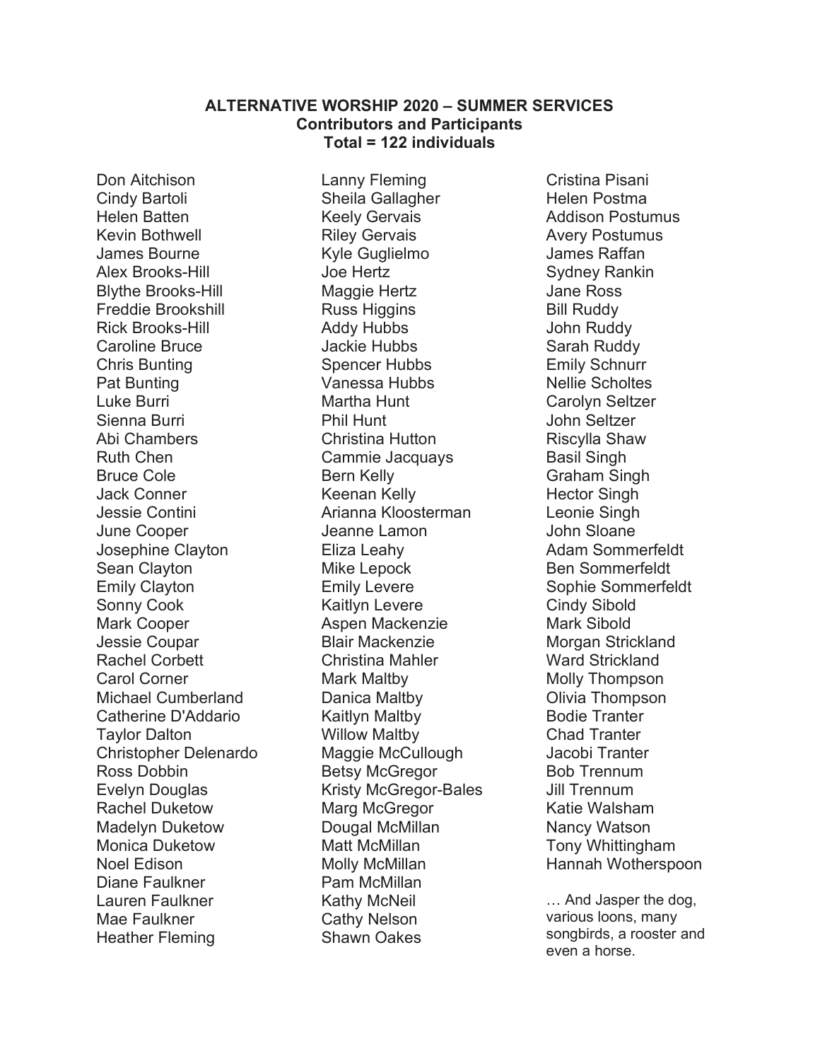**ALTERNATIVE WORSHIP 2020 – SUMMER SERVICES**
**Contributors and Participants**
**Total = 122 individuals**

Don Aitchison
Cindy Bartoli
Helen Batten
Kevin Bothwell
James Bourne
Alex Brooks-Hill
Blythe Brooks-Hill
Freddie Brookshill
Rick Brooks-Hill
Caroline Bruce
Chris Bunting
Pat Bunting
Luke Burri
Sienna Burri
Abi Chambers
Ruth Chen
Bruce Cole
Jack Conner
Jessie Contini
June Cooper
Josephine Clayton
Sean Clayton
Emily Clayton
Sonny Cook
Mark Cooper
Jessie Coupar
Rachel Corbett
Carol Corner
Michael Cumberland
Catherine D'Addario
Taylor Dalton
Christopher Delenardo
Ross Dobbin
Evelyn Douglas
Rachel Duketow
Madelyn Duketow
Monica Duketow
Noel Edison
Diane Faulkner
Lauren Faulkner
Mae Faulkner
Heather Fleming
Lanny Fleming
Sheila Gallagher
Keely Gervais
Riley Gervais
Kyle Guglielmo
Joe Hertz
Maggie Hertz
Russ Higgins
Addy Hubbs
Jackie Hubbs
Spencer Hubbs
Vanessa Hubbs
Martha Hunt
Phil Hunt
Christina Hutton
Cammie Jacquays
Bern Kelly
Keenan Kelly
Arianna Kloosterman
Jeanne Lamon
Eliza Leahy
Mike Lepock
Emily Levere
Kaitlyn Levere
Aspen Mackenzie
Blair Mackenzie
Christina Mahler
Mark Maltby
Danica Maltby
Kaitlyn Maltby
Willow Maltby
Maggie McCullough
Betsy McGregor
Kristy McGregor-Bales
Marg McGregor
Dougal McMillan
Matt McMillan
Molly McMillan
Pam McMillan
Kathy McNeil
Cathy Nelson
Shawn Oakes
Cristina Pisani
Helen Postma
Addison Postumus
Avery Postumus
James Raffan
Sydney Rankin
Jane Ross
Bill Ruddy
John Ruddy
Sarah Ruddy
Emily Schnurr
Nellie Scholtes
Carolyn Seltzer
John Seltzer
Riscylla Shaw
Basil Singh
Graham Singh
Hector Singh
Leonie Singh
John Sloane
Adam Sommerfeldt
Ben Sommerfeldt
Sophie Sommerfeldt
Cindy Sibold
Mark Sibold
Morgan Strickland
Ward Strickland
Molly Thompson
Olivia Thompson
Bodie Tranter
Chad Tranter
Jacobi Tranter
Bob Trennum
Jill Trennum
Katie Walsham
Nancy Watson
Tony Whittingham
Hannah Wotherspoon

… And Jasper the dog, various loons, many songbirds, a rooster and even a horse.